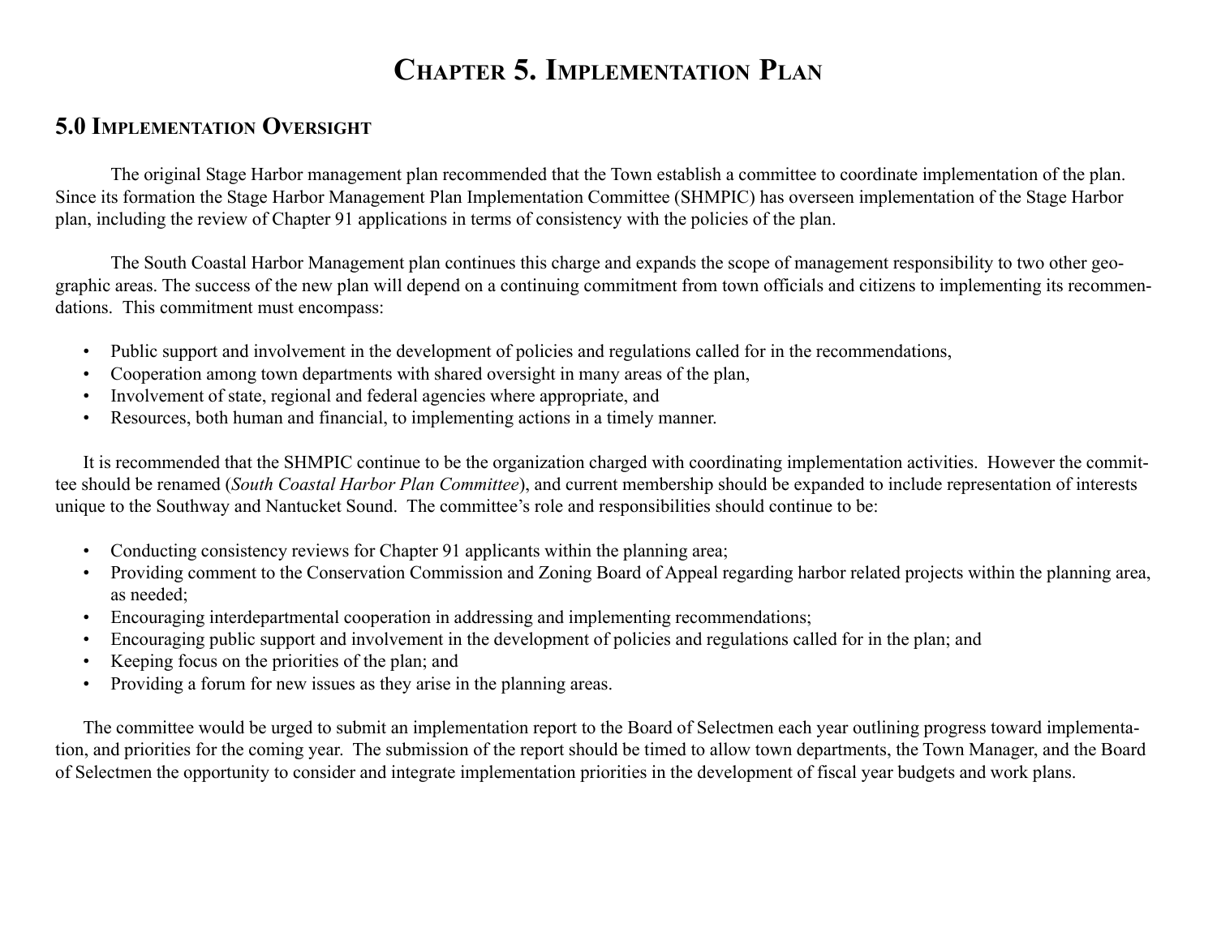# Chapter 5. Implementation Plan

## 5.0 Implementation Oversight

The original Stage Harbor management plan recommended that the Town establish a committee to coordinate implementation of the plan. Since its formation the Stage Harbor Management Plan Implementation Committee (SHMPIC) has overseen implementation of the Stage Harbor plan, including the review of Chapter 91 applications in terms of consistency with the policies of the plan.

The South Coastal Harbor Management plan continues this charge and expands the scope of management responsibility to two other geographic areas. The success of the new plan will depend on a continuing commitment from town officials and citizens to implementing its recommendations. This commitment must encompass:

- Public support and involvement in the development of policies and regulations called for in the recommendations,
- Cooperation among town departments with shared oversight in many areas of the plan,
- Involvement of state, regional and federal agencies where appropriate, and
- Resources, both human and financial, to implementing actions in a timely manner.

It is recommended that the SHMPIC continue to be the organization charged with coordinating implementation activities. However the committee should be renamed (*South Coastal Harbor Plan Committee*), and current membership should be expanded to include representation of interests unique to the Southway and Nantucket Sound. The committee's role and responsibilities should continue to be:

- Conducting consistency reviews for Chapter 91 applicants within the planning area;
- Providing comment to the Conservation Commission and Zoning Board of Appeal regarding harbor related projects within the planning area, as needed;
- Encouraging interdepartmental cooperation in addressing and implementing recommendations;
- Encouraging public support and involvement in the development of policies and regulations called for in the plan; and
- Keeping focus on the priorities of the plan; and
- Providing a forum for new issues as they arise in the planning areas.

The committee would be urged to submit an implementation report to the Board of Selectmen each year outlining progress toward implementation, and priorities for the coming year. The submission of the report should be timed to allow town departments, the Town Manager, and the Board of Selectmen the opportunity to consider and integrate implementation priorities in the development of fiscal year budgets and work plans.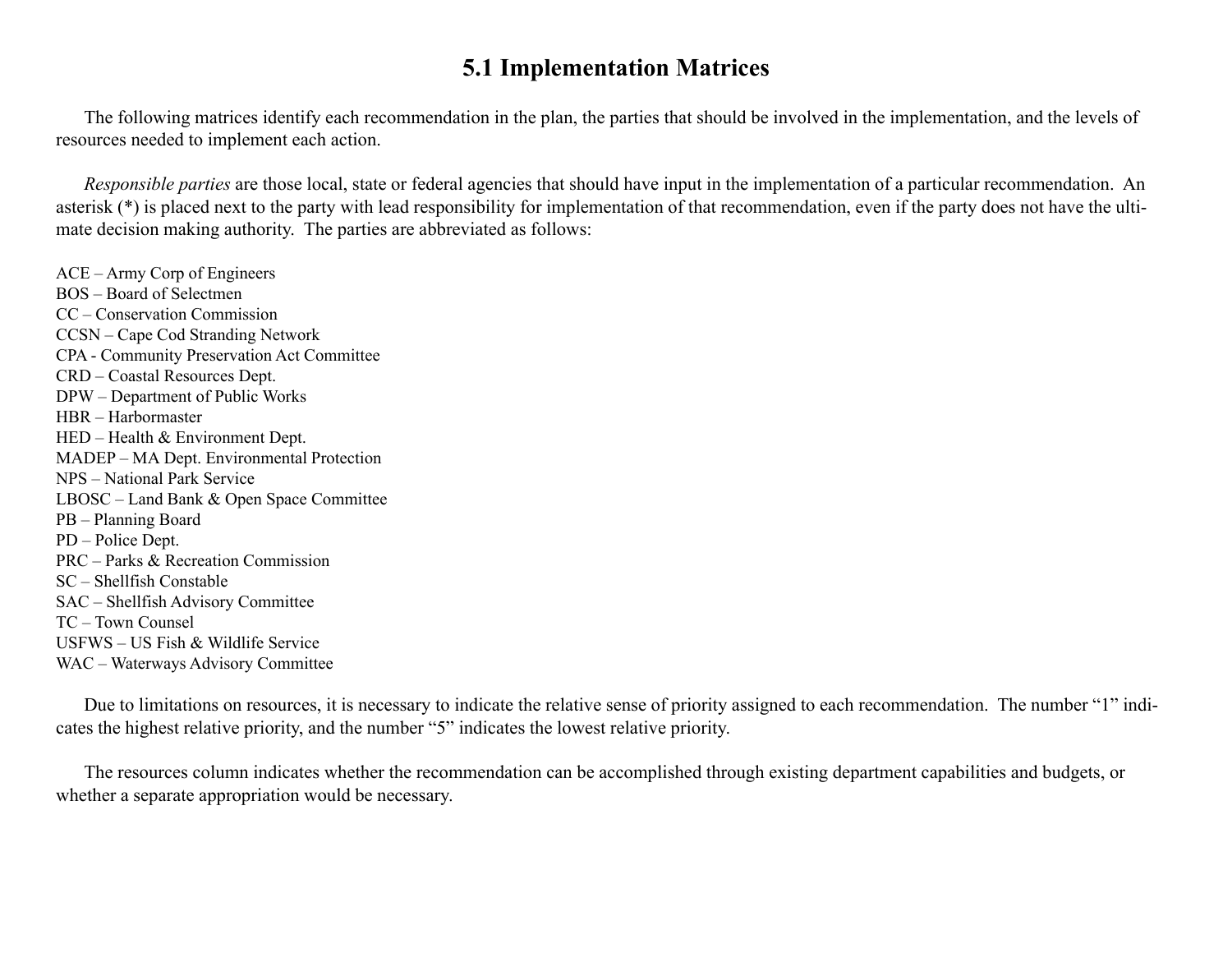## 5.1 Implementation Matrices

The following matrices identify each recommendation in the plan, the parties that should be involved in the implementation, and the levels of resources needed to implement each action.

*Responsible parties* are those local, state or federal agencies that should have input in the implementation of a particular recommendation. An asterisk (*) is placed next to the party with lead responsibility for implementation of that recommendation, even if the party does not have the ultimate decision making authority. The parties are abbreviated as follows:

ACE – Army Corp of Engineers
BOS – Board of Selectmen
CC – Conservation Commission
CCSN – Cape Cod Stranding Network
CPA - Community Preservation Act Committee
CRD – Coastal Resources Dept.
DPW – Department of Public Works
HBR – Harbormaster
HED – Health & Environment Dept.
MADEP – MA Dept. Environmental Protection
NPS – National Park Service
LBOSC – Land Bank & Open Space Committee
PB – Planning Board
PD – Police Dept.
PRC – Parks & Recreation Commission
SC – Shellfish Constable
SAC – Shellfish Advisory Committee
TC – Town Counsel
USFWS – US Fish & Wildlife Service
WAC – Waterways Advisory Committee

Due to limitations on resources, it is necessary to indicate the relative sense of priority assigned to each recommendation. The number "1" indicates the highest relative priority, and the number "5" indicates the lowest relative priority.

The resources column indicates whether the recommendation can be accomplished through existing department capabilities and budgets, or whether a separate appropriation would be necessary.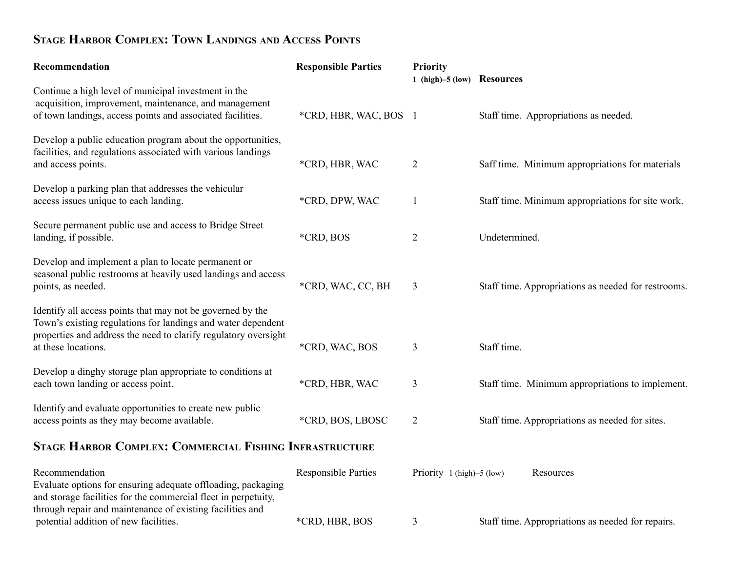## Stage Harbor Complex: Town Landings and Access Points

| Recommendation | Responsible Parties | Priority 1 (high)–5 (low) | Resources |
|---|---|---|---|
| Continue a high level of municipal investment in the acquisition, improvement, maintenance, and management of town landings, access points and associated facilities. | *CRD, HBR, WAC, BOS | 1 | Staff time. Appropriations as needed. |
| Develop a public education program about the opportunities, facilities, and regulations associated with various landings and access points. | *CRD, HBR, WAC | 2 | Saff time. Minimum appropriations for materials |
| Develop a parking plan that addresses the vehicular access issues unique to each landing. | *CRD, DPW, WAC | 1 | Staff time. Minimum appropriations for site work. |
| Secure permanent public use and access to Bridge Street landing, if possible. | *CRD, BOS | 2 | Undetermined. |
| Develop and implement a plan to locate permanent or seasonal public restrooms at heavily used landings and access points, as needed. | *CRD, WAC, CC, BH | 3 | Staff time. Appropriations as needed for restrooms. |
| Identify all access points that may not be governed by the Town's existing regulations for landings and water dependent properties and address the need to clarify regulatory oversight at these locations. | *CRD, WAC, BOS | 3 | Staff time. |
| Develop a dinghy storage plan appropriate to conditions at each town landing or access point. | *CRD, HBR, WAC | 3 | Staff time. Minimum appropriations to implement. |
| Identify and evaluate opportunities to create new public access points as they may become available. | *CRD, BOS, LBOSC | 2 | Staff time. Appropriations as needed for sites. |

## Stage Harbor Complex: Commercial Fishing Infrastructure

| Recommendation | Responsible Parties | Priority 1 (high)–5 (low) | Resources |
|---|---|---|---|
| Evaluate options for ensuring adequate offloading, packaging and storage facilities for the commercial fleet in perpetuity, through repair and maintenance of existing facilities and potential addition of new facilities. | *CRD, HBR, BOS | 3 | Staff time. Appropriations as needed for repairs. |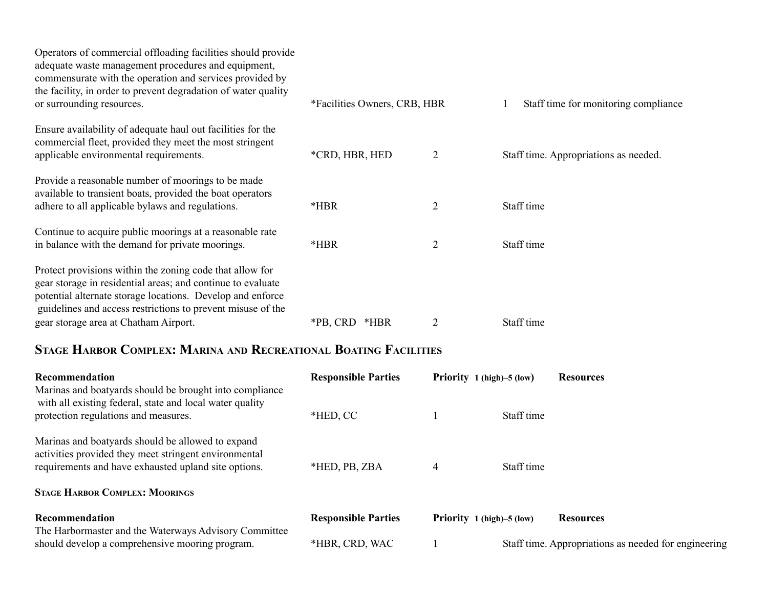| Recommendation | Responsible Parties | Priority 1 (high)–5 (low) | Resources |
|---|---|---|---|
| Operators of commercial offloading facilities should provide adequate waste management procedures and equipment, commensurate with the operation and services provided by the facility, in order to prevent degradation of water quality or surrounding resources. | *Facilities Owners, CRB, HBR | 1 | Staff time for monitoring compliance |
| Ensure availability of adequate haul out facilities for the commercial fleet, provided they meet the most stringent applicable environmental requirements. | *CRD, HBR, HED | 2 | Staff time. Appropriations as needed. |
| Provide a reasonable number of moorings to be made available to transient boats, provided the boat operators adhere to all applicable bylaws and regulations. | *HBR | 2 | Staff time |
| Continue to acquire public moorings at a reasonable rate in balance with the demand for private moorings. | *HBR | 2 | Staff time |
| Protect provisions within the zoning code that allow for gear storage in residential areas; and continue to evaluate potential alternate storage locations. Develop and enforce guidelines and access restrictions to prevent misuse of the gear storage area at Chatham Airport. | *PB, CRD *HBR | 2 | Staff time |

## Stage Harbor Complex: Marina and Recreational Boating Facilities

| Recommendation | Responsible Parties | Priority 1 (high)–5 (low) | Resources |
|---|---|---|---|
| Marinas and boatyards should be brought into compliance with all existing federal, state and local water quality protection regulations and measures. | *HED, CC | 1 | Staff time |
| Marinas and boatyards should be allowed to expand activities provided they meet stringent environmental requirements and have exhausted upland site options. | *HED, PB, ZBA | 4 | Staff time |

### Stage Harbor Complex: Moorings

| Recommendation | Responsible Parties | Priority 1 (high)–5 (low) | Resources |
|---|---|---|---|
| The Harbormaster and the Waterways Advisory Committee should develop a comprehensive mooring program. | *HBR, CRD, WAC | 1 | Staff time. Appropriations as needed for engineering |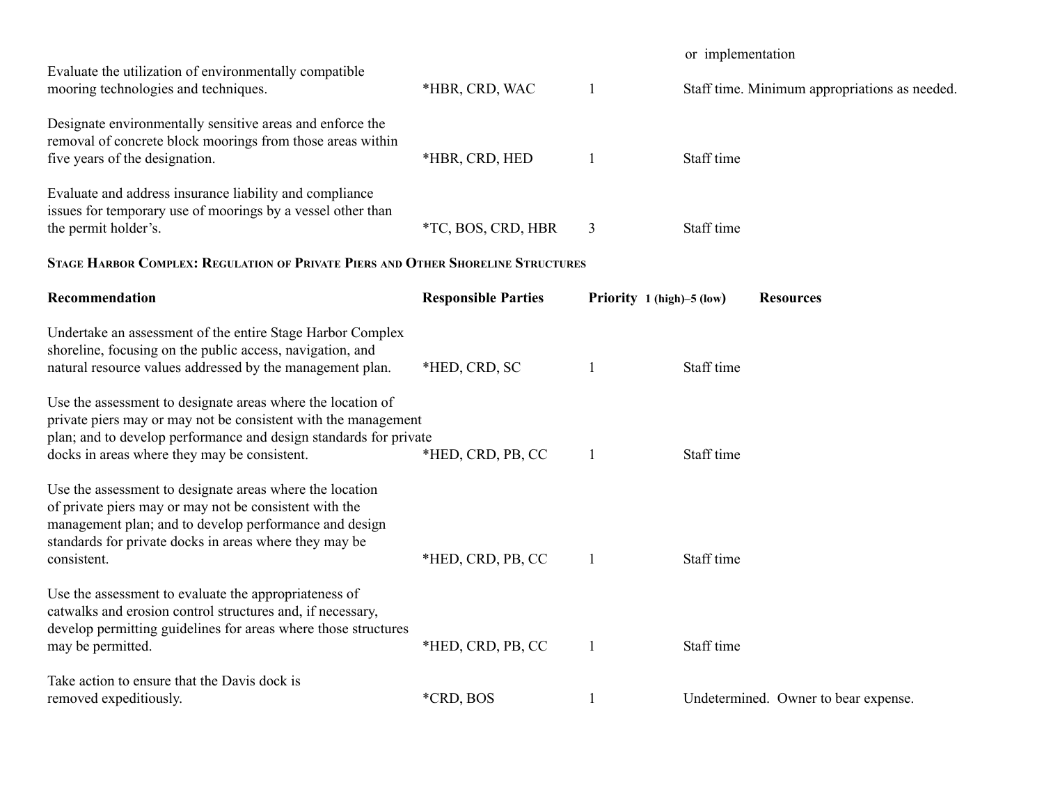| | | | or implementation |
|---|---|---|---|
| Evaluate the utilization of environmentally compatible mooring technologies and techniques. | *HBR, CRD, WAC | 1 | Staff time. Minimum appropriations as needed. |
| Designate environmentally sensitive areas and enforce the removal of concrete block moorings from those areas within five years of the designation. | *HBR, CRD, HED | 1 | Staff time |
| Evaluate and address insurance liability and compliance issues for temporary use of moorings by a vessel other than the permit holder's. | *TC, BOS, CRD, HBR | 3 | Staff time |

**Stage Harbor Complex: Regulation of Private Piers and Other Shoreline Structures**

| Recommendation | Responsible Parties | Priority 1 (high)–5 (low) | Resources |
|---|---|---|---|
| Undertake an assessment of the entire Stage Harbor Complex shoreline, focusing on the public access, navigation, and natural resource values addressed by the management plan. | *HED, CRD, SC | 1 | Staff time |
| Use the assessment to designate areas where the location of private piers may or may not be consistent with the management plan; and to develop performance and design standards for private docks in areas where they may be consistent. | *HED, CRD, PB, CC | 1 | Staff time |
| Use the assessment to designate areas where the location of private piers may or may not be consistent with the management plan; and to develop performance and design standards for private docks in areas where they may be consistent. | *HED, CRD, PB, CC | 1 | Staff time |
| Use the assessment to evaluate the appropriateness of catwalks and erosion control structures and, if necessary, develop permitting guidelines for areas where those structures may be permitted. | *HED, CRD, PB, CC | 1 | Staff time |
| Take action to ensure that the Davis dock is removed expeditiously. | *CRD, BOS | 1 | Undetermined. Owner to bear expense. |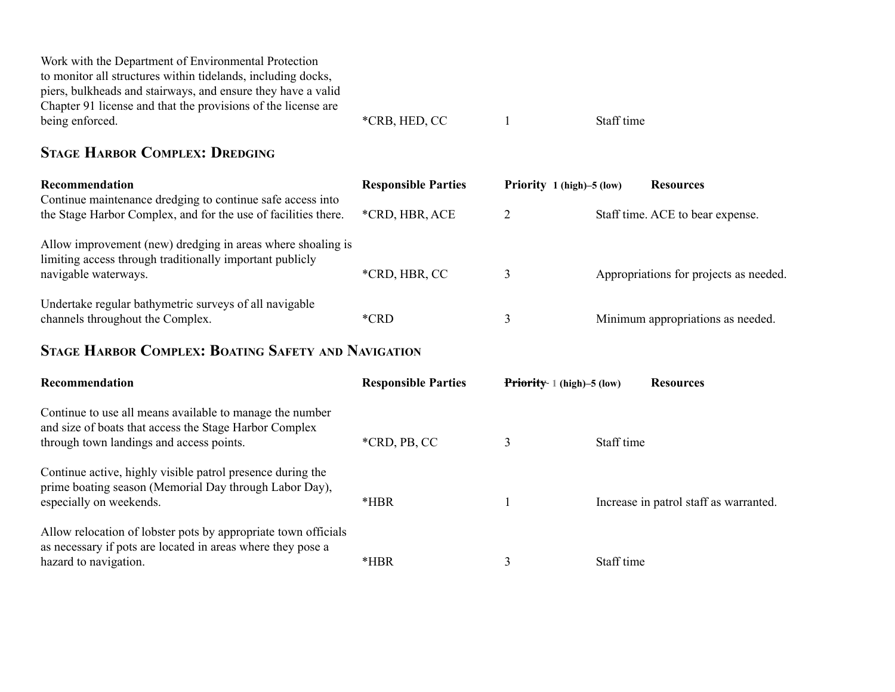| | | | |
|---|---|---|---|
| Work with the Department of Environmental Protection to monitor all structures within tidelands, including docks, piers, bulkheads and stairways, and ensure they have a valid Chapter 91 license and that the provisions of the license are being enforced. | *CRB, HED, CC | 1 | Staff time |

### Stage Harbor Complex: Dredging

| Recommendation | Responsible Parties | Priority 1 (high)–5 (low) | Resources |
|---|---|---|---|
| Continue maintenance dredging to continue safe access into the Stage Harbor Complex, and for the use of facilities there. | *CRD, HBR, ACE | 2 | Staff time. ACE to bear expense. |
| Allow improvement (new) dredging in areas where shoaling is limiting access through traditionally important publicly navigable waterways. | *CRD, HBR, CC | 3 | Appropriations for projects as needed. |
| Undertake regular bathymetric surveys of all navigable channels throughout the Complex. | *CRD | 3 | Minimum appropriations as needed. |

### Stage Harbor Complex: Boating Safety and Navigation

| Recommendation | Responsible Parties | ~~Priority~~ 1 (high)–5 (low) | Resources |
|---|---|---|---|
| Continue to use all means available to manage the number and size of boats that access the Stage Harbor Complex through town landings and access points. | *CRD, PB, CC | 3 | Staff time |
| Continue active, highly visible patrol presence during the prime boating season (Memorial Day through Labor Day), especially on weekends. | *HBR | 1 | Increase in patrol staff as warranted. |
| Allow relocation of lobster pots by appropriate town officials as necessary if pots are located in areas where they pose a hazard to navigation. | *HBR | 3 | Staff time |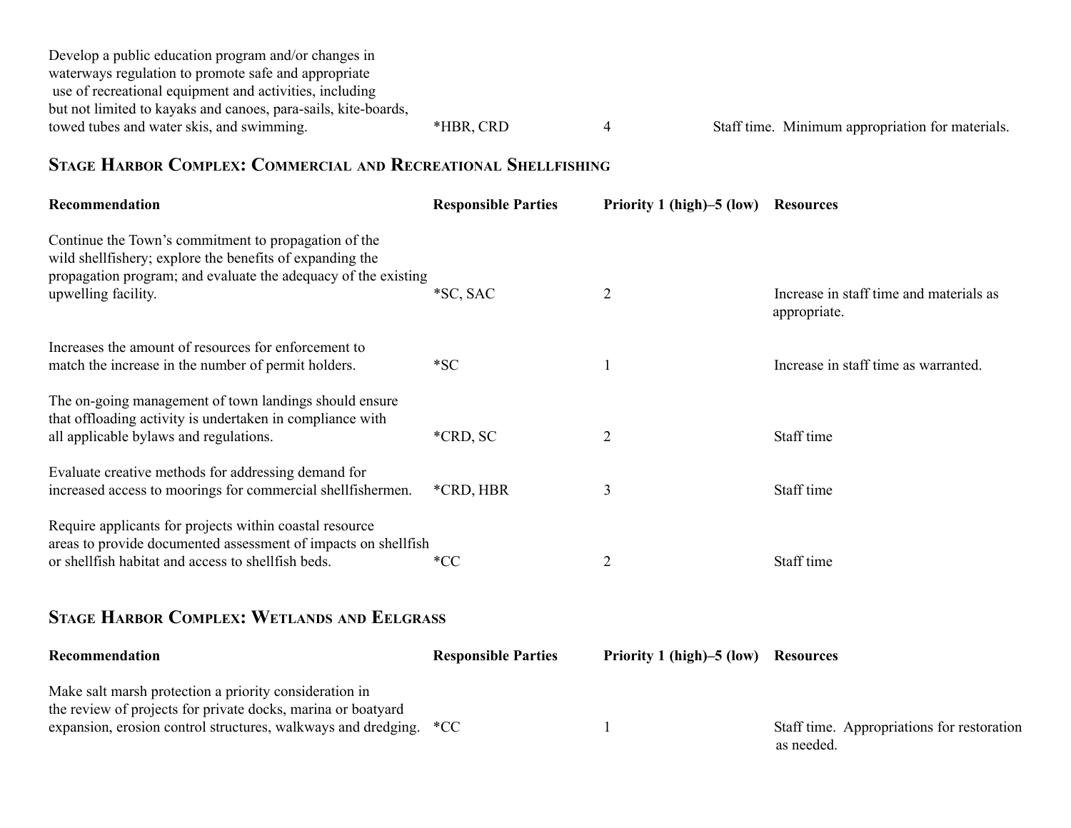| Recommendation | Responsible Parties | Priority 1 (high)–5 (low) | Resources |
|---|---|---|---|
| Develop a public education program and/or changes in waterways regulation to promote safe and appropriate use of recreational equipment and activities, including but not limited to kayaks and canoes, para-sails, kite-boards, towed tubes and water skis, and swimming. | *HBR, CRD | 4 | Staff time. Minimum appropriation for materials. |

## Stage Harbor Complex: Commercial and Recreational Shellfishing

| Recommendation | Responsible Parties | Priority 1 (high)–5 (low) | Resources |
|---|---|---|---|
| Continue the Town's commitment to propagation of the wild shellfishery; explore the benefits of expanding the propagation program; and evaluate the adequacy of the existing upwelling facility. | *SC, SAC | 2 | Increase in staff time and materials as appropriate. |
| Increases the amount of resources for enforcement to match the increase in the number of permit holders. | *SC | 1 | Increase in staff time as warranted. |
| The on-going management of town landings should ensure that offloading activity is undertaken in compliance with all applicable bylaws and regulations. | *CRD, SC | 2 | Staff time |
| Evaluate creative methods for addressing demand for increased access to moorings for commercial shellfishermen. | *CRD, HBR | 3 | Staff time |
| Require applicants for projects within coastal resource areas to provide documented assessment of impacts on shellfish or shellfish habitat and access to shellfish beds. | *CC | 2 | Staff time |

## Stage Harbor Complex: Wetlands and Eelgrass

| Recommendation | Responsible Parties | Priority 1 (high)–5 (low) | Resources |
|---|---|---|---|
| Make salt marsh protection a priority consideration in the review of projects for private docks, marina or boatyard expansion, erosion control structures, walkways and dredging. | *CC | 1 | Staff time. Appropriations for restoration as needed. |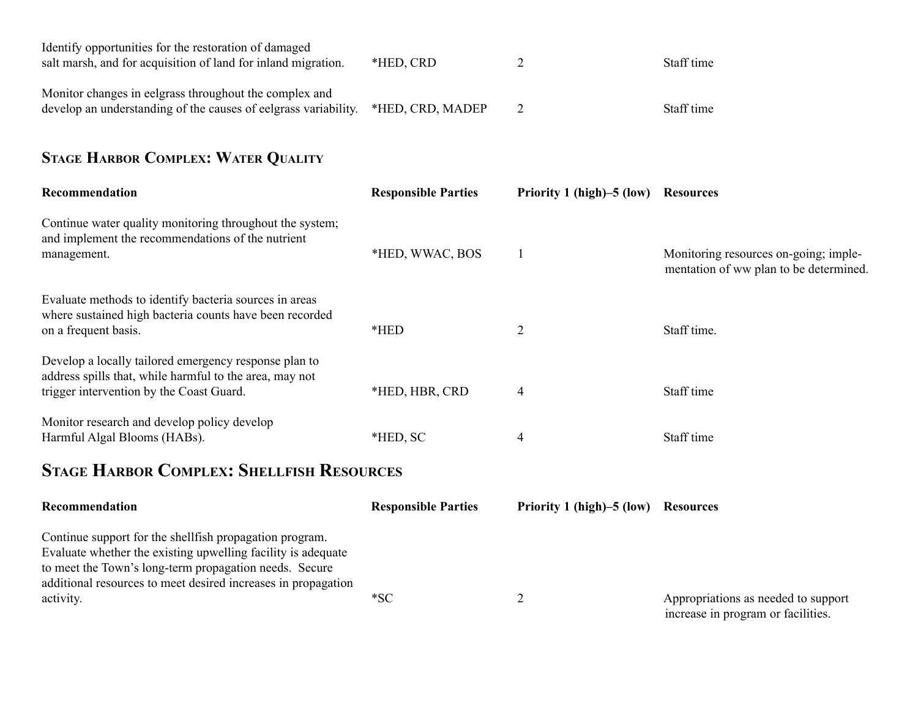| Recommendation | Responsible Parties | Priority 1 (high)–5 (low) | Resources |
|---|---|---|---|
| Identify opportunities for the restoration of damaged salt marsh, and for acquisition of land for inland migration. | *HED, CRD | 2 | Staff time |
| Monitor changes in eelgrass throughout the complex and develop an understanding of the causes of eelgrass variability. | *HED, CRD, MADEP | 2 | Staff time |

## Stage Harbor Complex: Water Quality

| Recommendation | Responsible Parties | Priority 1 (high)–5 (low) | Resources |
|---|---|---|---|
| Continue water quality monitoring throughout the system; and implement the recommendations of the nutrient management. | *HED, WWAC, BOS | 1 | Monitoring resources on-going; implementation of ww plan to be determined. |
| Evaluate methods to identify bacteria sources in areas where sustained high bacteria counts have been recorded on a frequent basis. | *HED | 2 | Staff time. |
| Develop a locally tailored emergency response plan to address spills that, while harmful to the area, may not trigger intervention by the Coast Guard. | *HED, HBR, CRD | 4 | Staff time |
| Monitor research and develop policy develop Harmful Algal Blooms (HABs). | *HED, SC | 4 | Staff time |

## Stage Harbor Complex: Shellfish Resources

| Recommendation | Responsible Parties | Priority 1 (high)–5 (low) | Resources |
|---|---|---|---|
| Continue support for the shellfish propagation program. Evaluate whether the existing upwelling facility is adequate to meet the Town's long-term propagation needs. Secure additional resources to meet desired increases in propagation activity. | *SC | 2 | Appropriations as needed to support increase in program or facilities. |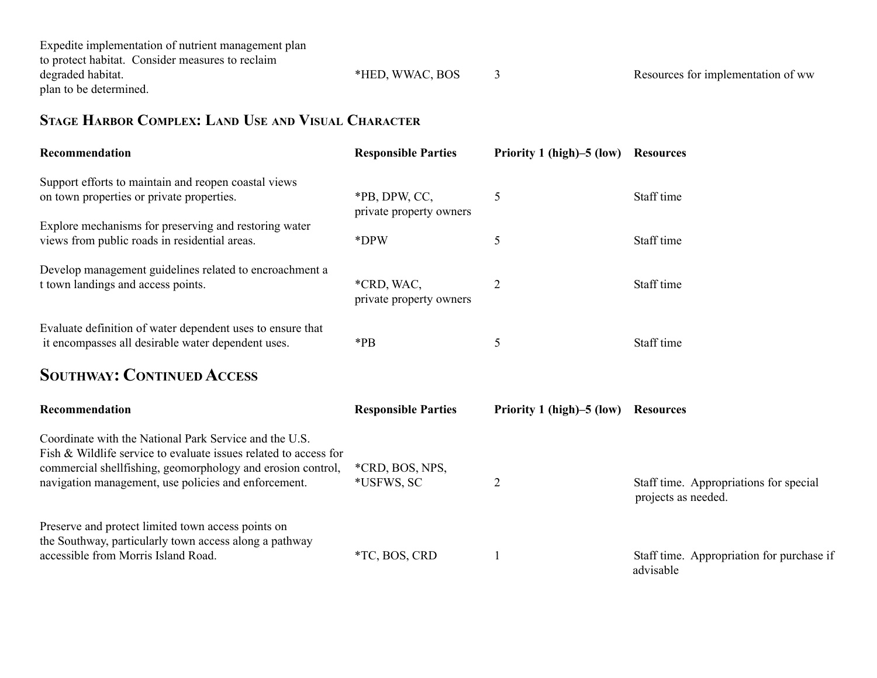| | | | |
|---|---|---|---|
| Expedite implementation of nutrient management plan to protect habitat. Consider measures to reclaim degraded habitat. plan to be determined. | *HED, WWAC, BOS | 3 | Resources for implementation of ww |

## Stage Harbor Complex: Land Use and Visual Character

| Recommendation | Responsible Parties | Priority 1 (high)–5 (low) | Resources |
|---|---|---|---|
| Support efforts to maintain and reopen coastal views on town properties or private properties. | *PB, DPW, CC, private property owners | 5 | Staff time |
| Explore mechanisms for preserving and restoring water views from public roads in residential areas. | *DPW | 5 | Staff time |
| Develop management guidelines related to encroachment a t town landings and access points. | *CRD, WAC, private property owners | 2 | Staff time |
| Evaluate definition of water dependent uses to ensure that it encompasses all desirable water dependent uses. | *PB | 5 | Staff time |

## Southway: Continued Access

| Recommendation | Responsible Parties | Priority 1 (high)–5 (low) | Resources |
|---|---|---|---|
| Coordinate with the National Park Service and the U.S. Fish & Wildlife service to evaluate issues related to access for commercial shellfishing, geomorphology and erosion control, navigation management, use policies and enforcement. | *CRD, BOS, NPS, *USFWS, SC | 2 | Staff time. Appropriations for special projects as needed. |
| Preserve and protect limited town access points on the Southway, particularly town access along a pathway accessible from Morris Island Road. | *TC, BOS, CRD | 1 | Staff time. Appropriation for purchase if advisable |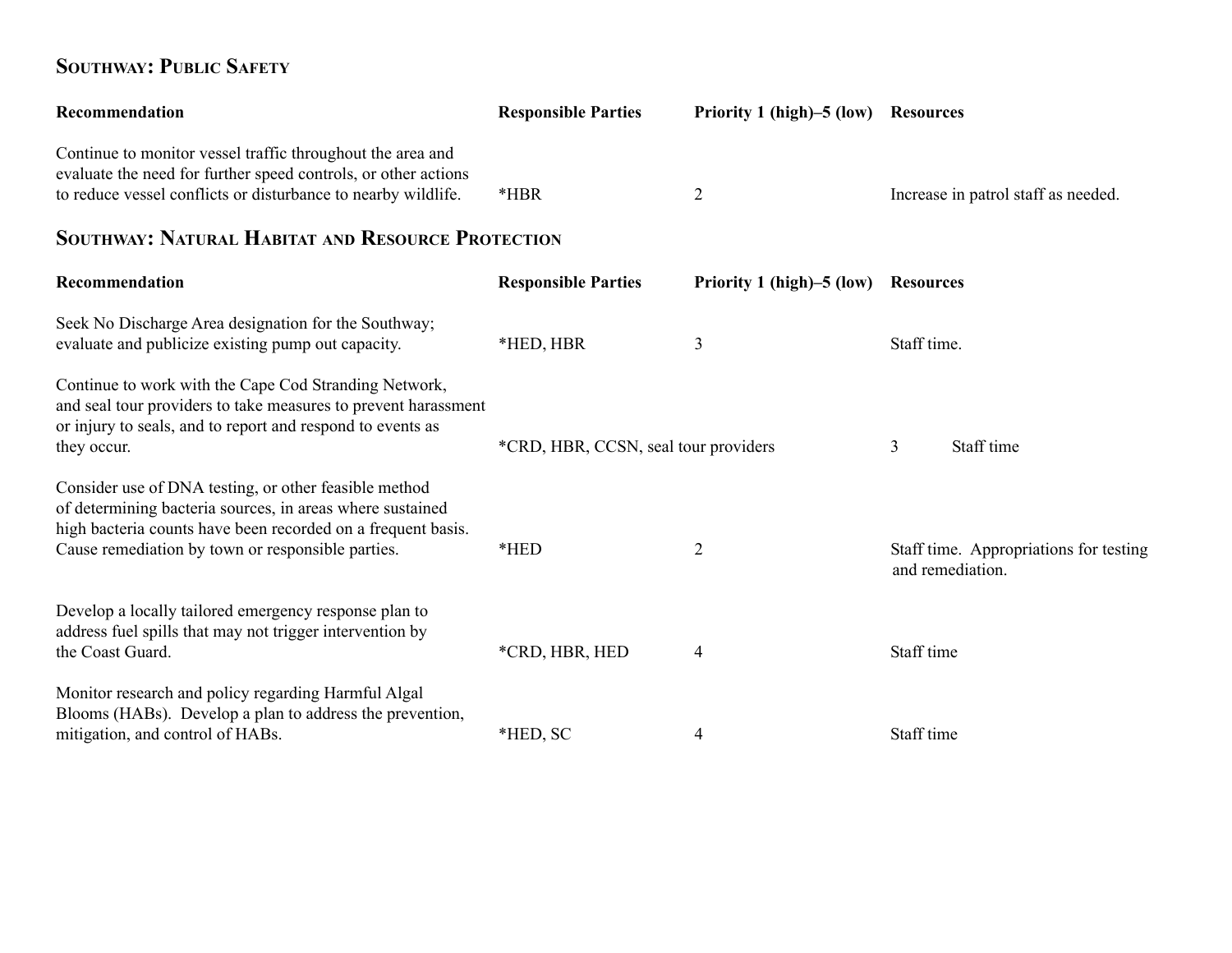## Southway: Public Safety

| Recommendation | Responsible Parties | Priority 1 (high)–5 (low) | Resources |
| --- | --- | --- | --- |
| Continue to monitor vessel traffic throughout the area and evaluate the need for further speed controls, or other actions to reduce vessel conflicts or disturbance to nearby wildlife. | *HBR | 2 | Increase in patrol staff as needed. |

## Southway: Natural Habitat and Resource Protection

| Recommendation | Responsible Parties | Priority 1 (high)–5 (low) | Resources |
| --- | --- | --- | --- |
| Seek No Discharge Area designation for the Southway; evaluate and publicize existing pump out capacity. | *HED, HBR | 3 | Staff time. |
| Continue to work with the Cape Cod Stranding Network, and seal tour providers to take measures to prevent harassment or injury to seals, and to report and respond to events as they occur. | *CRD, HBR, CCSN, seal tour providers | 3 | Staff time |
| Consider use of DNA testing, or other feasible method of determining bacteria sources, in areas where sustained high bacteria counts have been recorded on a frequent basis. Cause remediation by town or responsible parties. | *HED | 2 | Staff time. Appropriations for testing and remediation. |
| Develop a locally tailored emergency response plan to address fuel spills that may not trigger intervention by the Coast Guard. | *CRD, HBR, HED | 4 | Staff time |
| Monitor research and policy regarding Harmful Algal Blooms (HABs). Develop a plan to address the prevention, mitigation, and control of HABs. | *HED, SC | 4 | Staff time |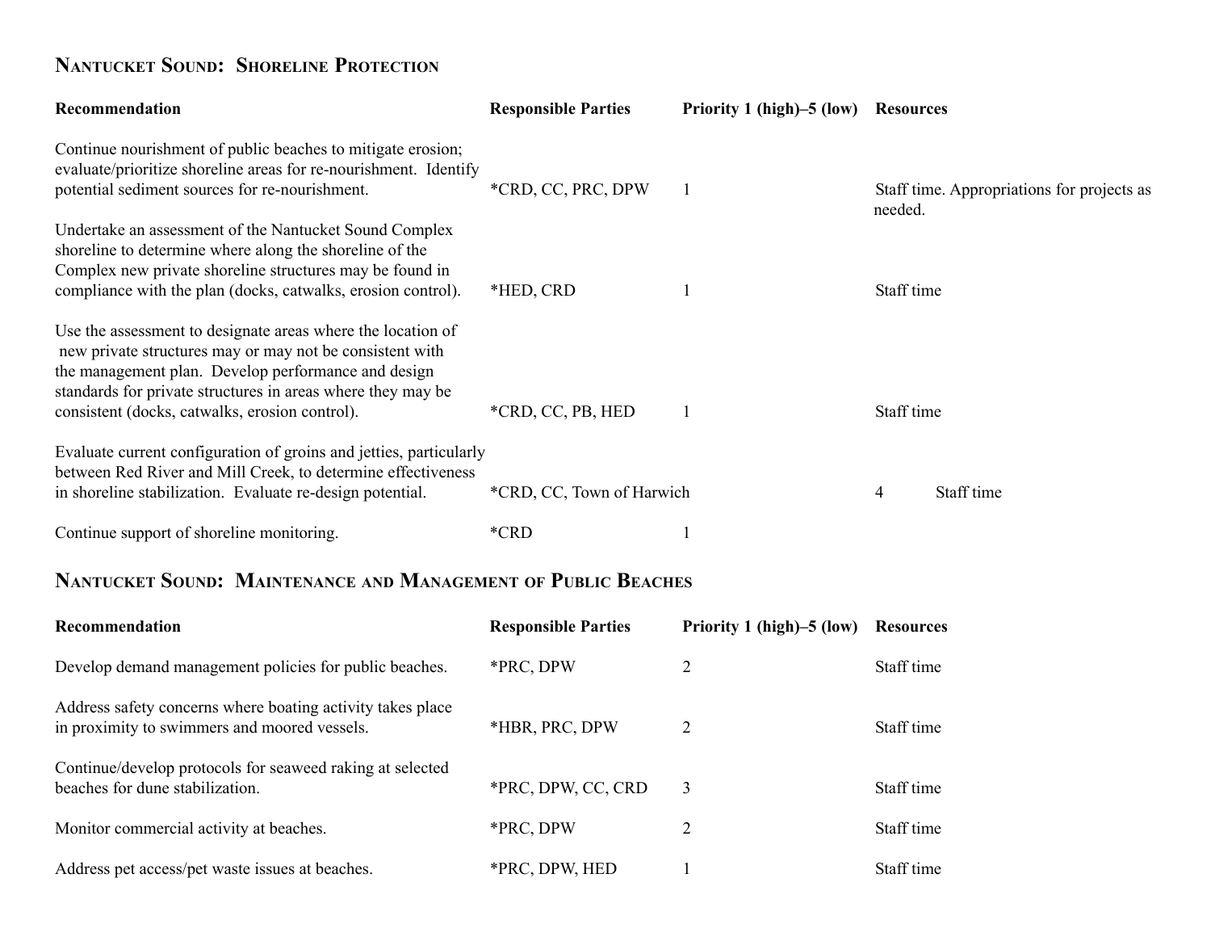## Nantucket Sound: Shoreline Protection

| Recommendation | Responsible Parties | Priority 1 (high)–5 (low) | Resources |
|---|---|---|---|
| Continue nourishment of public beaches to mitigate erosion; evaluate/prioritize shoreline areas for re-nourishment. Identify potential sediment sources for re-nourishment. | *CRD, CC, PRC, DPW | 1 | Staff time. Appropriations for projects as needed. |
| Undertake an assessment of the Nantucket Sound Complex shoreline to determine where along the shoreline of the Complex new private shoreline structures may be found in compliance with the plan (docks, catwalks, erosion control). | *HED, CRD | 1 | Staff time |
| Use the assessment to designate areas where the location of new private structures may or may not be consistent with the management plan. Develop performance and design standards for private structures in areas where they may be consistent (docks, catwalks, erosion control). | *CRD, CC, PB, HED | 1 | Staff time |
| Evaluate current configuration of groins and jetties, particularly between Red River and Mill Creek, to determine effectiveness in shoreline stabilization. Evaluate re-design potential. | *CRD, CC, Town of Harwich | | 4 Staff time |
| Continue support of shoreline monitoring. | *CRD | 1 | |

## Nantucket Sound: Maintenance and Management of Public Beaches

| Recommendation | Responsible Parties | Priority 1 (high)–5 (low) | Resources |
|---|---|---|---|
| Develop demand management policies for public beaches. | *PRC, DPW | 2 | Staff time |
| Address safety concerns where boating activity takes place in proximity to swimmers and moored vessels. | *HBR, PRC, DPW | 2 | Staff time |
| Continue/develop protocols for seaweed raking at selected beaches for dune stabilization. | *PRC, DPW, CC, CRD | 3 | Staff time |
| Monitor commercial activity at beaches. | *PRC, DPW | 2 | Staff time |
| Address pet access/pet waste issues at beaches. | *PRC, DPW, HED | 1 | Staff time |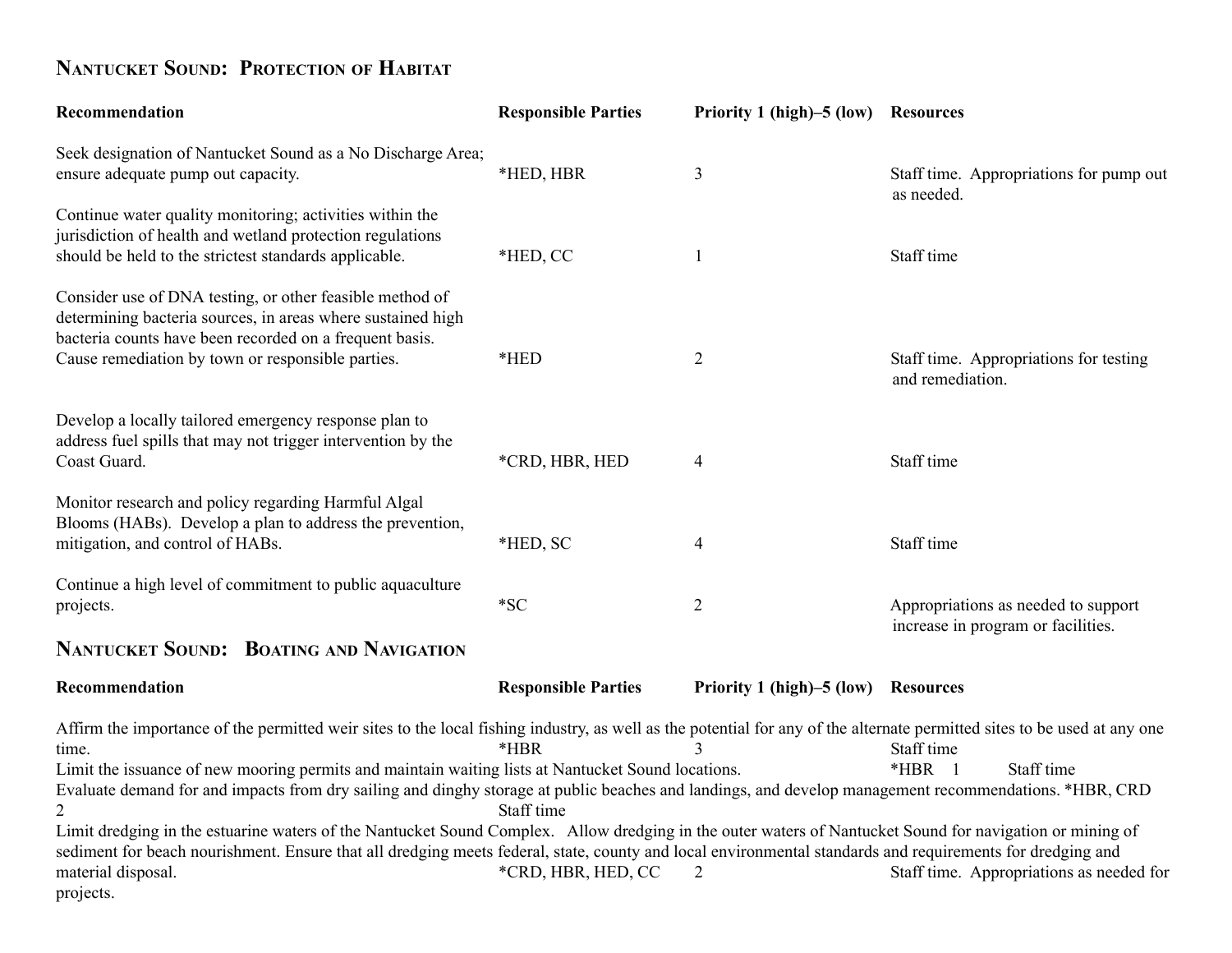## Nantucket Sound: Protection of Habitat

| Recommendation | Responsible Parties | Priority 1 (high)–5 (low) | Resources |
|---|---|---|---|
| Seek designation of Nantucket Sound as a No Discharge Area; ensure adequate pump out capacity. | *HED, HBR | 3 | Staff time. Appropriations for pump out as needed. |
| Continue water quality monitoring; activities within the jurisdiction of health and wetland protection regulations should be held to the strictest standards applicable. | *HED, CC | 1 | Staff time |
| Consider use of DNA testing, or other feasible method of determining bacteria sources, in areas where sustained high bacteria counts have been recorded on a frequent basis. Cause remediation by town or responsible parties. | *HED | 2 | Staff time. Appropriations for testing and remediation. |
| Develop a locally tailored emergency response plan to address fuel spills that may not trigger intervention by the Coast Guard. | *CRD, HBR, HED | 4 | Staff time |
| Monitor research and policy regarding Harmful Algal Blooms (HABs). Develop a plan to address the prevention, mitigation, and control of HABs. | *HED, SC | 4 | Staff time |
| Continue a high level of commitment to public aquaculture projects. | *SC | 2 | Appropriations as needed to support increase in program or facilities. |

## Nantucket Sound: Boating and Navigation

| Recommendation | Responsible Parties | Priority 1 (high)–5 (low) | Resources |
|---|---|---|---|
| Affirm the importance of the permitted weir sites to the local fishing industry, as well as the potential for any of the alternate permitted sites to be used at any one time. | *HBR | 3 | Staff time |
| Limit the issuance of new mooring permits and maintain waiting lists at Nantucket Sound locations. | *HBR | 1 | Staff time |
| Evaluate demand for and impacts from dry sailing and dinghy storage at public beaches and landings, and develop management recommendations. | *HBR, CRD | 2 | Staff time |
| Limit dredging in the estuarine waters of the Nantucket Sound Complex. Allow dredging in the outer waters of Nantucket Sound for navigation or mining of sediment for beach nourishment. Ensure that all dredging meets federal, state, county and local environmental standards and requirements for dredging and material disposal. | *CRD, HBR, HED, CC | 2 | Staff time. Appropriations as needed for projects. |